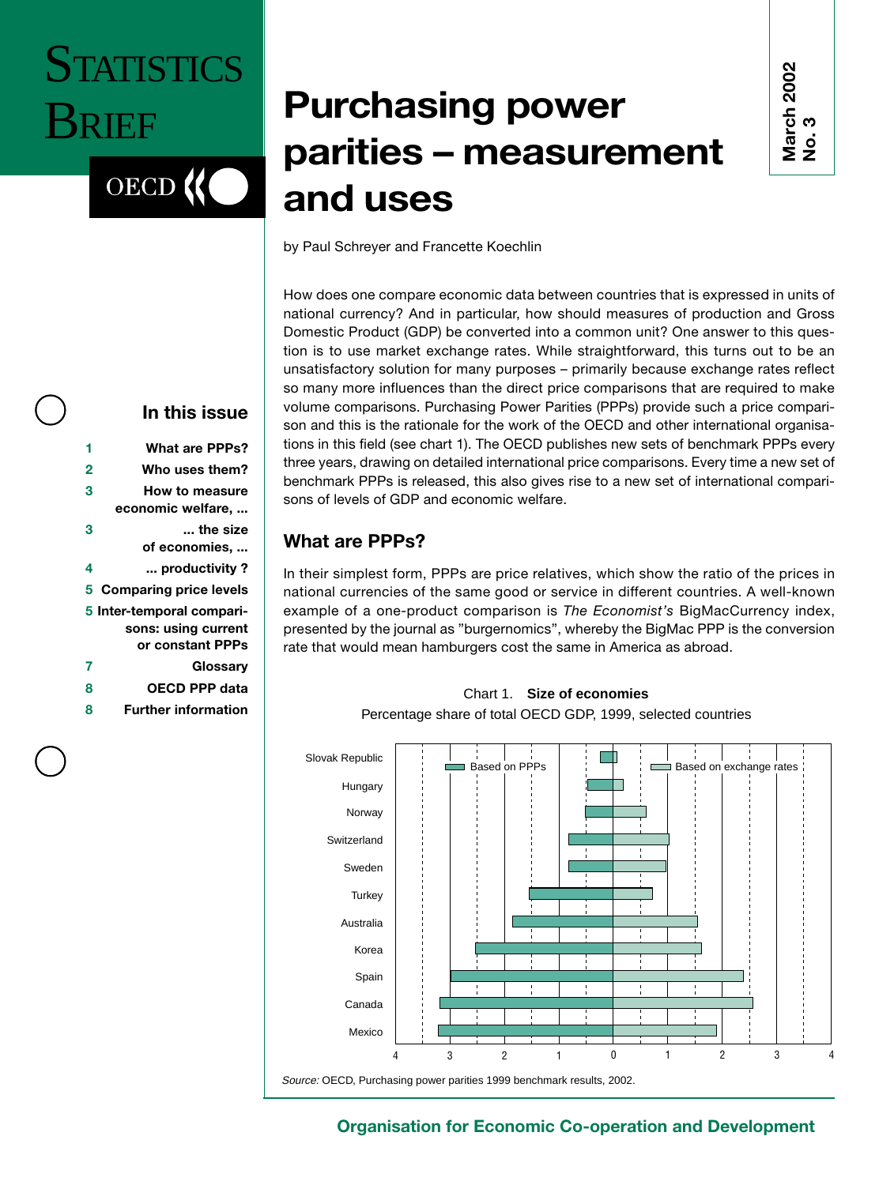STATISTICS BRIEF

OECD

March 2002 No. 3

# Purchasing power parities – measurement and uses

by Paul Schreyer and Francette Koechlin

**In this issue**

- 1 What are PPPs?
- 2 Who uses them?
- 3 How to measure economic welfare, ...
- 3 ... the size of economies, ...
- 4 ... productivity ?
- 5 Comparing price levels
- 5 Inter-temporal comparisons: using current or constant PPPs
- 7 Glossary
- 8 OECD PPP data
- 8 Further information

How does one compare economic data between countries that is expressed in units of national currency? And in particular, how should measures of production and Gross Domestic Product (GDP) be converted into a common unit? One answer to this question is to use market exchange rates. While straightforward, this turns out to be an unsatisfactory solution for many purposes – primarily because exchange rates reflect so many more influences than the direct price comparisons that are required to make volume comparisons. Purchasing Power Parities (PPPs) provide such a price comparison and this is the rationale for the work of the OECD and other international organisations in this field (see chart 1). The OECD publishes new sets of benchmark PPPs every three years, drawing on detailed international price comparisons. Every time a new set of benchmark PPPs is released, this also gives rise to a new set of international comparisons of levels of GDP and economic welfare.

## What are PPPs?

In their simplest form, PPPs are price relatives, which show the ratio of the prices in national currencies of the same good or service in different countries. A well-known example of a one-product comparison is *The Economist's* BigMacCurrency index, presented by the journal as "burgernomics", whereby the BigMac PPP is the conversion rate that would mean hamburgers cost the same in America as abroad.

Chart 1. **Size of economies**
Percentage share of total OECD GDP, 1999, selected countries

(Horizontal bar chart; left bars: Based on PPPs; right bars: Based on exchange rates; axis 4 3 2 1 0 1 2 3 4; countries: Slovak Republic, Hungary, Norway, Switzerland, Sweden, Turkey, Australia, Korea, Spain, Canada, Mexico)

*Source:* OECD, Purchasing power parities 1999 benchmark results, 2002.

**Organisation for Economic Co-operation and Development**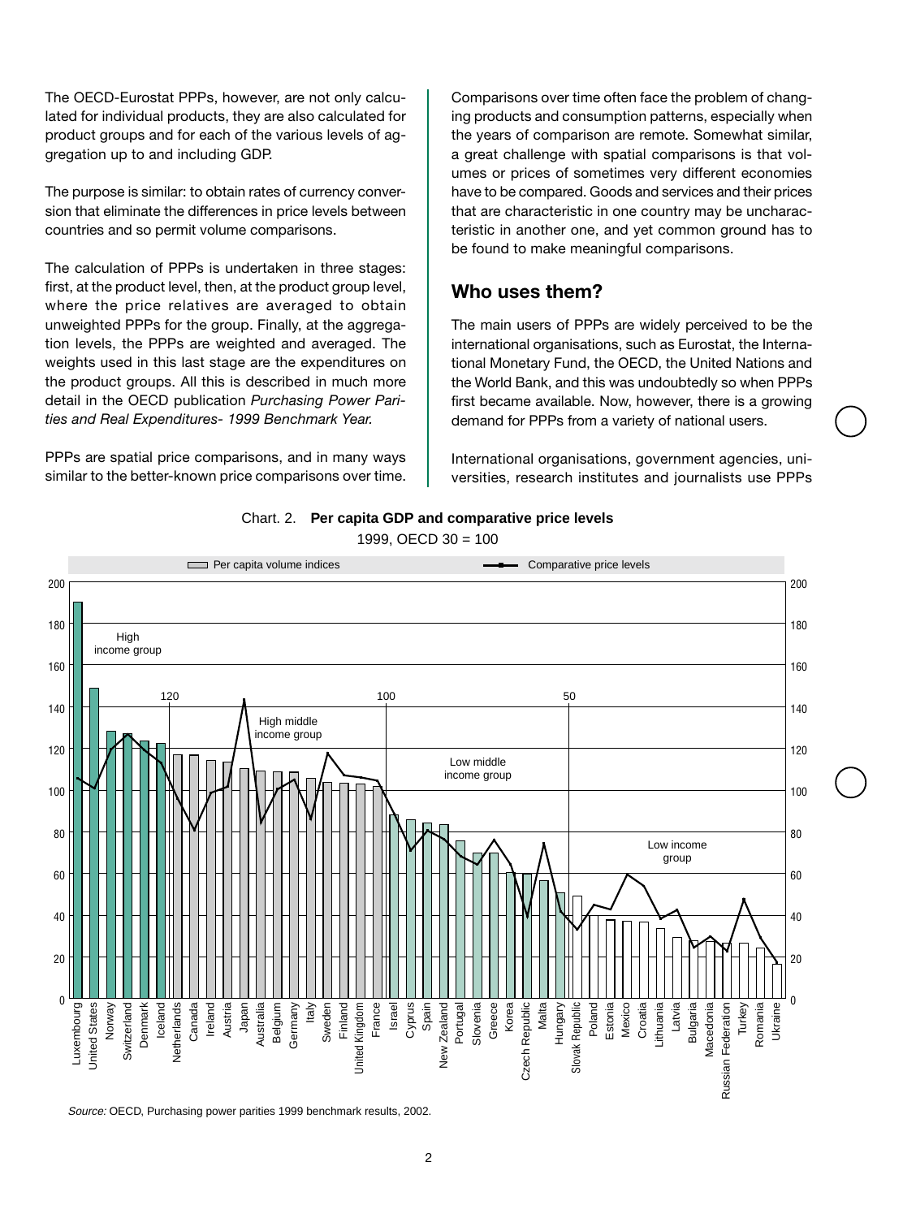The OECD-Eurostat PPPs, however, are not only calculated for individual products, they are also calculated for product groups and for each of the various levels of aggregation up to and including GDP.

The purpose is similar: to obtain rates of currency conversion that eliminate the differences in price levels between countries and so permit volume comparisons.

The calculation of PPPs is undertaken in three stages: first, at the product level, then, at the product group level, where the price relatives are averaged to obtain unweighted PPPs for the group. Finally, at the aggregation levels, the PPPs are weighted and averaged. The weights used in this last stage are the expenditures on the product groups. All this is described in much more detail in the OECD publication *Purchasing Power Parities and Real Expenditures- 1999 Benchmark Year.*

PPPs are spatial price comparisons, and in many ways similar to the better-known price comparisons over time.

Comparisons over time often face the problem of changing products and consumption patterns, especially when the years of comparison are remote. Somewhat similar, a great challenge with spatial comparisons is that volumes or prices of sometimes very different economies have to be compared. Goods and services and their prices that are characteristic in one country may be uncharacteristic in another one, and yet common ground has to be found to make meaningful comparisons.

## Who uses them?

The main users of PPPs are widely perceived to be the international organisations, such as Eurostat, the International Monetary Fund, the OECD, the United Nations and the World Bank, and this was undoubtedly so when PPPs first became available. Now, however, there is a growing demand for PPPs from a variety of national users.

International organisations, government agencies, universities, research institutes and journalists use PPPs

Chart. 2. **Per capita GDP and comparative price levels**

1999, OECD 30 = 100

*Source:* OECD, Purchasing power parities 1999 benchmark results, 2002.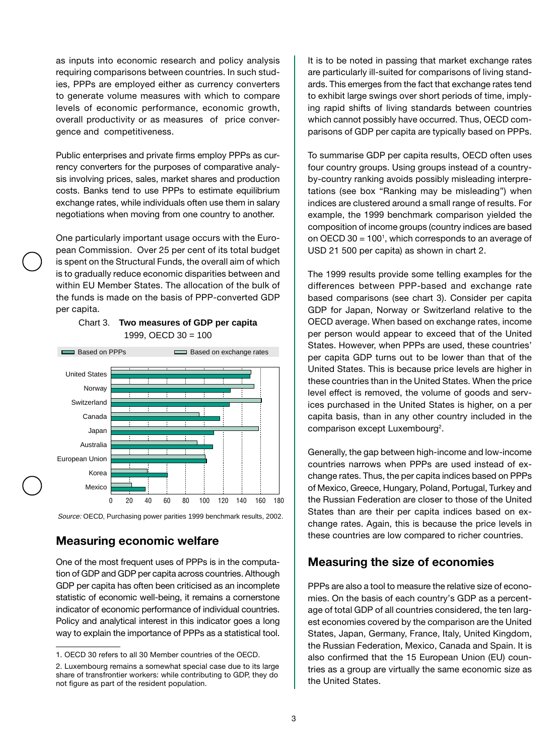as inputs into economic research and policy analysis requiring comparisons between countries. In such studies, PPPs are employed either as currency converters to generate volume measures with which to compare levels of economic performance, economic growth, overall productivity or as measures of price convergence and competitiveness.

Public enterprises and private firms employ PPPs as currency converters for the purposes of comparative analysis involving prices, sales, market shares and production costs. Banks tend to use PPPs to estimate equilibrium exchange rates, while individuals often use them in salary negotiations when moving from one country to another.

One particularly important usage occurs with the European Commission. Over 25 per cent of its total budget is spent on the Structural Funds, the overall aim of which is to gradually reduce economic disparities between and within EU Member States. The allocation of the bulk of the funds is made on the basis of PPP-converted GDP per capita.

Chart 3. **Two measures of GDP per capita**
1999, OECD 30 = 100

Based on PPPs | Based on exchange rates

United States, Norway, Switzerland, Canada, Japan, Australia, European Union, Korea, Mexico

0 20 40 60 80 100 120 140 160 180

*Source:* OECD, Purchasing power parities 1999 benchmark results, 2002.

## Measuring economic welfare

One of the most frequent uses of PPPs is in the computation of GDP and GDP per capita across countries. Although GDP per capita has often been criticised as an incomplete statistic of economic well-being, it remains a cornerstone indicator of economic performance of individual countries. Policy and analytical interest in this indicator goes a long way to explain the importance of PPPs as a statistical tool.

It is to be noted in passing that market exchange rates are particularly ill-suited for comparisons of living standards. This emerges from the fact that exchange rates tend to exhibit large swings over short periods of time, implying rapid shifts of living standards between countries which cannot possibly have occurred. Thus, OECD comparisons of GDP per capita are typically based on PPPs.

To summarise GDP per capita results, OECD often uses four country groups. Using groups instead of a country-by-country ranking avoids possibly misleading interpretations (see box "Ranking may be misleading") when indices are clustered around a small range of results. For example, the 1999 benchmark comparison yielded the composition of income groups (country indices are based on OECD 30 = 100[1], which corresponds to an average of USD 21 500 per capita) as shown in chart 2.

The 1999 results provide some telling examples for the differences between PPP-based and exchange rate based comparisons (see chart 3). Consider per capita GDP for Japan, Norway or Switzerland relative to the OECD average. When based on exchange rates, income per person would appear to exceed that of the United States. However, when PPPs are used, these countries' per capita GDP turns out to be lower than that of the United States. This is because price levels are higher in these countries than in the United States. When the price level effect is removed, the volume of goods and services purchased in the United States is higher, on a per capita basis, than in any other country included in the comparison except Luxembourg[2].

Generally, the gap between high-income and low-income countries narrows when PPPs are used instead of exchange rates. Thus, the per capita indices based on PPPs of Mexico, Greece, Hungary, Poland, Portugal, Turkey and the Russian Federation are closer to those of the United States than are their per capita indices based on exchange rates. Again, this is because the price levels in these countries are low compared to richer countries.

## Measuring the size of economies

PPPs are also a tool to measure the relative size of economies. On the basis of each country's GDP as a percentage of total GDP of all countries considered, the ten largest economies covered by the comparison are the United States, Japan, Germany, France, Italy, United Kingdom, the Russian Federation, Mexico, Canada and Spain. It is also confirmed that the 15 European Union (EU) countries as a group are virtually the same economic size as the United States.

1. OECD 30 refers to all 30 Member countries of the OECD.

2. Luxembourg remains a somewhat special case due to its large share of transfrontier workers: while contributing to GDP, they do not figure as part of the resident population.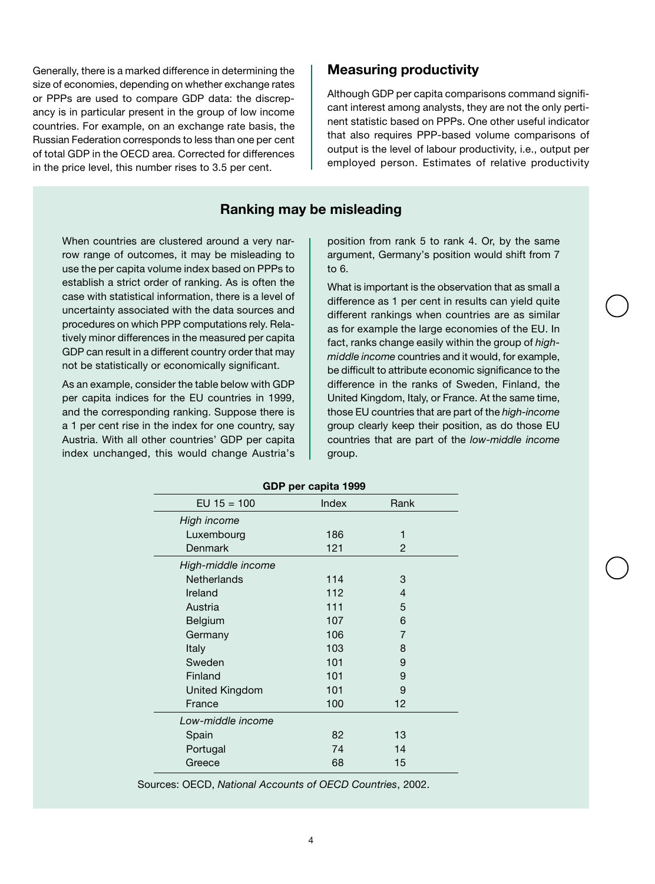Generally, there is a marked difference in determining the size of economies, depending on whether exchange rates or PPPs are used to compare GDP data: the discrepancy is in particular present in the group of low income countries. For example, on an exchange rate basis, the Russian Federation corresponds to less than one per cent of total GDP in the OECD area. Corrected for differences in the price level, this number rises to 3.5 per cent.

## Measuring productivity

Although GDP per capita comparisons command significant interest among analysts, they are not the only pertinent statistic based on PPPs. One other useful indicator that also requires PPP-based volume comparisons of output is the level of labour productivity, i.e., output per employed person. Estimates of relative productivity

### Ranking may be misleading

When countries are clustered around a very narrow range of outcomes, it may be misleading to use the per capita volume index based on PPPs to establish a strict order of ranking. As is often the case with statistical information, there is a level of uncertainty associated with the data sources and procedures on which PPP computations rely. Relatively minor differences in the measured per capita GDP can result in a different country order that may not be statistically or economically significant.

As an example, consider the table below with GDP per capita indices for the EU countries in 1999, and the corresponding ranking. Suppose there is a 1 per cent rise in the index for one country, say Austria. With all other countries' GDP per capita index unchanged, this would change Austria's position from rank 5 to rank 4. Or, by the same argument, Germany's position would shift from 7 to 6.

What is important is the observation that as small a difference as 1 per cent in results can yield quite different rankings when countries are as similar as for example the large economies of the EU. In fact, ranks change easily within the group of *high-middle income* countries and it would, for example, be difficult to attribute economic significance to the difference in the ranks of Sweden, Finland, the United Kingdom, Italy, or France. At the same time, those EU countries that are part of the *high-income* group clearly keep their position, as do those EU countries that are part of the *low-middle income* group.

**GDP per capita 1999**

| EU 15 = 100 | Index | Rank |
|---|---|---|
| *High income* | | |
| Luxembourg | 186 | 1 |
| Denmark | 121 | 2 |
| *High-middle income* | | |
| Netherlands | 114 | 3 |
| Ireland | 112 | 4 |
| Austria | 111 | 5 |
| Belgium | 107 | 6 |
| Germany | 106 | 7 |
| Italy | 103 | 8 |
| Sweden | 101 | 9 |
| Finland | 101 | 9 |
| United Kingdom | 101 | 9 |
| France | 100 | 12 |
| *Low-middle income* | | |
| Spain | 82 | 13 |
| Portugal | 74 | 14 |
| Greece | 68 | 15 |

Sources: OECD, *National Accounts of OECD Countries*, 2002.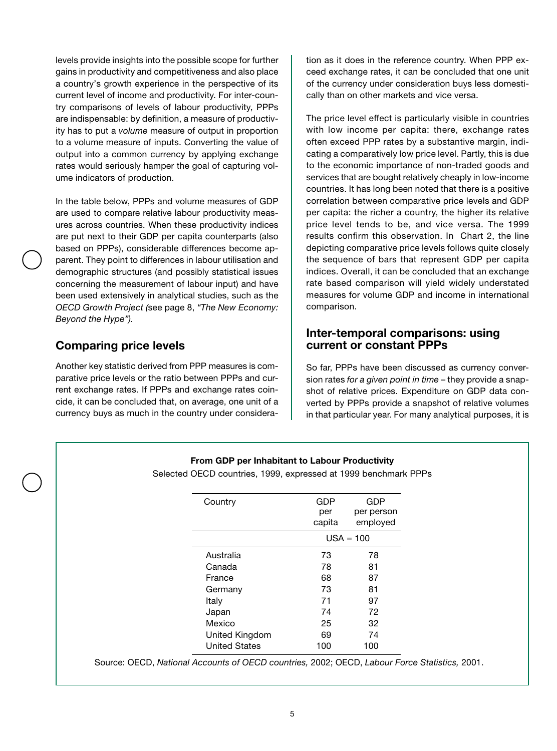levels provide insights into the possible scope for further gains in productivity and competitiveness and also place a country's growth experience in the perspective of its current level of income and productivity. For inter-country comparisons of levels of labour productivity, PPPs are indispensable: by definition, a measure of productivity has to put a *volume* measure of output in proportion to a volume measure of inputs. Converting the value of output into a common currency by applying exchange rates would seriously hamper the goal of capturing volume indicators of production.

In the table below, PPPs and volume measures of GDP are used to compare relative labour productivity measures across countries. When these productivity indices are put next to their GDP per capita counterparts (also based on PPPs), considerable differences become apparent. They point to differences in labour utilisation and demographic structures (and possibly statistical issues concerning the measurement of labour input) and have been used extensively in analytical studies, such as the *OECD Growth Project (*see page 8, *"The New Economy: Beyond the Hype").*

## Comparing price levels

Another key statistic derived from PPP measures is comparative price levels or the ratio between PPPs and current exchange rates. If PPPs and exchange rates coincide, it can be concluded that, on average, one unit of a currency buys as much in the country under consideration as it does in the reference country. When PPP exceed exchange rates, it can be concluded that one unit of the currency under consideration buys less domestically than on other markets and vice versa.

The price level effect is particularly visible in countries with low income per capita: there, exchange rates often exceed PPP rates by a substantive margin, indicating a comparatively low price level. Partly, this is due to the economic importance of non-traded goods and services that are bought relatively cheaply in low-income countries. It has long been noted that there is a positive correlation between comparative price levels and GDP per capita: the richer a country, the higher its relative price level tends to be, and vice versa. The 1999 results confirm this observation. In Chart 2, the line depicting comparative price levels follows quite closely the sequence of bars that represent GDP per capita indices. Overall, it can be concluded that an exchange rate based comparison will yield widely understated measures for volume GDP and income in international comparison.

## Inter-temporal comparisons: using current or constant PPPs

So far, PPPs have been discussed as currency conversion rates *for a given point in time* – they provide a snapshot of relative prices. Expenditure on GDP data converted by PPPs provide a snapshot of relative volumes in that particular year. For many analytical purposes, it is

**From GDP per Inhabitant to Labour Productivity**

Selected OECD countries, 1999, expressed at 1999 benchmark PPPs

| Country | GDP per capita | GDP per person employed |
|---|---|---|
| | USA = 100 | |
| Australia | 73 | 78 |
| Canada | 78 | 81 |
| France | 68 | 87 |
| Germany | 73 | 81 |
| Italy | 71 | 97 |
| Japan | 74 | 72 |
| Mexico | 25 | 32 |
| United Kingdom | 69 | 74 |
| United States | 100 | 100 |

Source: OECD, *National Accounts of OECD countries,* 2002; OECD, *Labour Force Statistics,* 2001.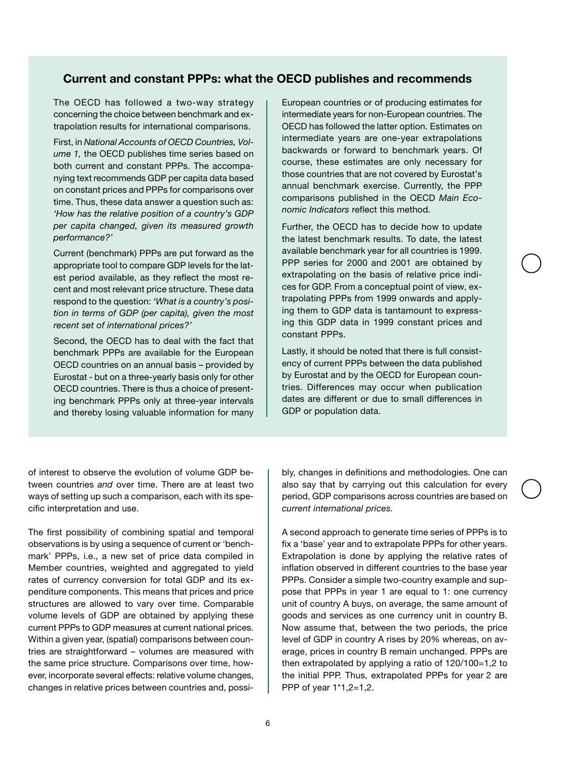## Current and constant PPPs: what the OECD publishes and recommends

The OECD has followed a two-way strategy concerning the choice between benchmark and extrapolation results for international comparisons.

First, in *National Accounts of OECD Countries, Volume 1,* the OECD publishes time series based on both current and constant PPPs. The accompanying text recommends GDP per capita data based on constant prices and PPPs for comparisons over time. Thus, these data answer a question such as: *'How has the relative position of a country's GDP per capita changed, given its measured growth performance?'*

Current (benchmark) PPPs are put forward as the appropriate tool to compare GDP levels for the latest period available, as they reflect the most recent and most relevant price structure. These data respond to the question: *'What is a country's position in terms of GDP (per capita), given the most recent set of international prices?'*

Second, the OECD has to deal with the fact that benchmark PPPs are available for the European OECD countries on an annual basis – provided by Eurostat - but on a three-yearly basis only for other OECD countries. There is thus a choice of presenting benchmark PPPs only at three-year intervals and thereby losing valuable information for many European countries or of producing estimates for intermediate years for non-European countries. The OECD has followed the latter option. Estimates on intermediate years are one-year extrapolations backwards or forward to benchmark years. Of course, these estimates are only necessary for those countries that are not covered by Eurostat's annual benchmark exercise. Currently, the PPP comparisons published in the OECD *Main Economic Indicators* reflect this method.

Further, the OECD has to decide how to update the latest benchmark results. To date, the latest available benchmark year for all countries is 1999. PPP series for 2000 and 2001 are obtained by extrapolating on the basis of relative price indices for GDP. From a conceptual point of view, extrapolating PPPs from 1999 onwards and applying them to GDP data is tantamount to expressing this GDP data in 1999 constant prices and constant PPPs.

Lastly, it should be noted that there is full consistency of current PPPs between the data published by Eurostat and by the OECD for European countries. Differences may occur when publication dates are different or due to small differences in GDP or population data.

of interest to observe the evolution of volume GDP between countries *and* over time. There are at least two ways of setting up such a comparison, each with its specific interpretation and use.

The first possibility of combining spatial and temporal observations is by using a sequence of current or 'benchmark' PPPs, i.e., a new set of price data compiled in Member countries, weighted and aggregated to yield rates of currency conversion for total GDP and its expenditure components. This means that prices and price structures are allowed to vary over time. Comparable volume levels of GDP are obtained by applying these current PPPs to GDP measures at current national prices. Within a given year, (spatial) comparisons between countries are straightforward – volumes are measured with the same price structure. Comparisons over time, however, incorporate several effects: relative volume changes, changes in relative prices between countries and, possibly, changes in definitions and methodologies. One can also say that by carrying out this calculation for every period, GDP comparisons across countries are based on *current international prices.*

A second approach to generate time series of PPPs is to fix a 'base' year and to extrapolate PPPs for other years. Extrapolation is done by applying the relative rates of inflation observed in different countries to the base year PPPs. Consider a simple two-country example and suppose that PPPs in year 1 are equal to 1: one currency unit of country A buys, on average, the same amount of goods and services as one currency unit in country B. Now assume that, between the two periods, the price level of GDP in country A rises by 20% whereas, on average, prices in country B remain unchanged. PPPs are then extrapolated by applying a ratio of 120/100=1,2 to the initial PPP. Thus, extrapolated PPPs for year 2 are PPP of year 1*1,2=1,2.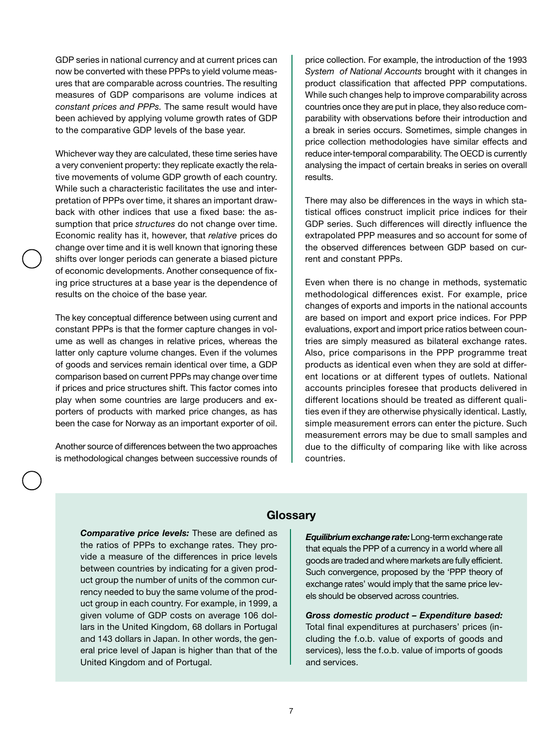GDP series in national currency and at current prices can now be converted with these PPPs to yield volume measures that are comparable across countries. The resulting measures of GDP comparisons are volume indices at *constant prices and PPPs.* The same result would have been achieved by applying volume growth rates of GDP to the comparative GDP levels of the base year.

Whichever way they are calculated, these time series have a very convenient property: they replicate exactly the relative movements of volume GDP growth of each country. While such a characteristic facilitates the use and interpretation of PPPs over time, it shares an important drawback with other indices that use a fixed base: the assumption that price *structures* do not change over time. Economic reality has it, however, that *relative* prices do change over time and it is well known that ignoring these shifts over longer periods can generate a biased picture of economic developments. Another consequence of fixing price structures at a base year is the dependence of results on the choice of the base year.

The key conceptual difference between using current and constant PPPs is that the former capture changes in volume as well as changes in relative prices, whereas the latter only capture volume changes. Even if the volumes of goods and services remain identical over time, a GDP comparison based on current PPPs may change over time if prices and price structures shift. This factor comes into play when some countries are large producers and exporters of products with marked price changes, as has been the case for Norway as an important exporter of oil.

Another source of differences between the two approaches is methodological changes between successive rounds of price collection. For example, the introduction of the 1993 *System of National Accounts* brought with it changes in product classification that affected PPP computations. While such changes help to improve comparability across countries once they are put in place, they also reduce comparability with observations before their introduction and a break in series occurs. Sometimes, simple changes in price collection methodologies have similar effects and reduce inter-temporal comparability. The OECD is currently analysing the impact of certain breaks in series on overall results.

There may also be differences in the ways in which statistical offices construct implicit price indices for their GDP series. Such differences will directly influence the extrapolated PPP measures and so account for some of the observed differences between GDP based on current and constant PPPs.

Even when there is no change in methods, systematic methodological differences exist. For example, price changes of exports and imports in the national accounts are based on import and export price indices. For PPP evaluations, export and import price ratios between countries are simply measured as bilateral exchange rates. Also, price comparisons in the PPP programme treat products as identical even when they are sold at different locations or at different types of outlets. National accounts principles foresee that products delivered in different locations should be treated as different qualities even if they are otherwise physically identical. Lastly, simple measurement errors can enter the picture. Such measurement errors may be due to small samples and due to the difficulty of comparing like with like across countries.

## Glossary

***Comparative price levels:*** These are defined as the ratios of PPPs to exchange rates. They provide a measure of the differences in price levels between countries by indicating for a given product group the number of units of the common currency needed to buy the same volume of the product group in each country. For example, in 1999, a given volume of GDP costs on average 106 dollars in the United Kingdom, 68 dollars in Portugal and 143 dollars in Japan. In other words, the general price level of Japan is higher than that of the United Kingdom and of Portugal.

***Equilibrium exchange rate:*** Long-term exchange rate that equals the PPP of a currency in a world where all goods are traded and where markets are fully efficient. Such convergence, proposed by the 'PPP theory of exchange rates' would imply that the same price levels should be observed across countries.

***Gross domestic product – Expenditure based:*** Total final expenditures at purchasers' prices (including the f.o.b. value of exports of goods and services), less the f.o.b. value of imports of goods and services.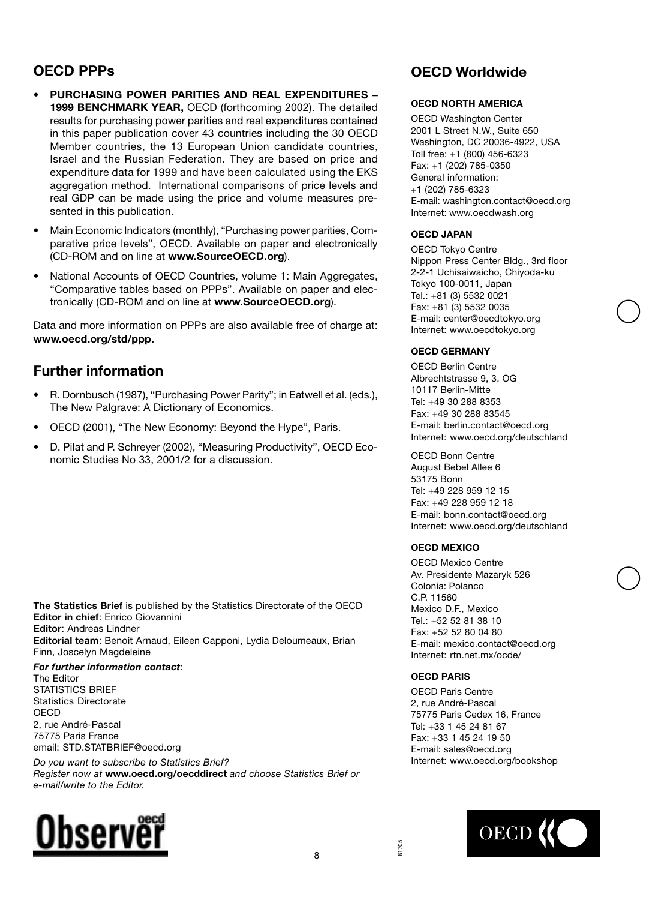## OECD PPPs

- **PURCHASING POWER PARITIES AND REAL EXPENDITURES – 1999 BENCHMARK YEAR,** OECD (forthcoming 2002). The detailed results for purchasing power parities and real expenditures contained in this paper publication cover 43 countries including the 30 OECD Member countries, the 13 European Union candidate countries, Israel and the Russian Federation. They are based on price and expenditure data for 1999 and have been calculated using the EKS aggregation method. International comparisons of price levels and real GDP can be made using the price and volume measures presented in this publication.
- Main Economic Indicators (monthly), "Purchasing power parities, Comparative price levels", OECD. Available on paper and electronically (CD-ROM and on line at **www.SourceOECD.org**).
- National Accounts of OECD Countries, volume 1: Main Aggregates, "Comparative tables based on PPPs". Available on paper and electronically (CD-ROM and on line at **www.SourceOECD.org**).

Data and more information on PPPs are also available free of charge at: **www.oecd.org/std/ppp.**

## Further information

- R. Dornbusch (1987), "Purchasing Power Parity"; in Eatwell et al. (eds.), The New Palgrave: A Dictionary of Economics.
- OECD (2001), "The New Economy: Beyond the Hype", Paris.
- D. Pilat and P. Schreyer (2002), "Measuring Productivity", OECD Economic Studies No 33, 2001/2 for a discussion.

**The Statistics Brief** is published by the Statistics Directorate of the OECD
**Editor in chief**: Enrico Giovannini
**Editor**: Andreas Lindner
**Editorial team**: Benoit Arnaud, Eileen Capponi, Lydia Deloumeaux, Brian Finn, Joscelyn Magdeleine

***For further information contact***:
The Editor
STATISTICS BRIEF
Statistics Directorate
OECD
2, rue André-Pascal
75775 Paris France
email: STD.STATBRIEF@oecd.org

*Do you want to subscribe to Statistics Brief?*
*Register now at* **www.oecd.org/oecddirect** *and choose Statistics Brief or e-mail/write to the Editor.*

## OECD Worldwide

### OECD NORTH AMERICA

OECD Washington Center
2001 L Street N.W., Suite 650
Washington, DC 20036-4922, USA
Toll free: +1 (800) 456-6323
Fax: +1 (202) 785-0350
General information:
+1 (202) 785-6323
E-mail: washington.contact@oecd.org
Internet: www.oecdwash.org

### OECD JAPAN

OECD Tokyo Centre
Nippon Press Center Bldg., 3rd floor
2-2-1 Uchisaiwaicho, Chiyoda-ku
Tokyo 100-0011, Japan
Tel.: +81 (3) 5532 0021
Fax: +81 (3) 5532 0035
E-mail: center@oecdtokyo.org
Internet: www.oecdtokyo.org

### OECD GERMANY

OECD Berlin Centre
Albrechtstrasse 9, 3. OG
10117 Berlin-Mitte
Tel: +49 30 288 8353
Fax: +49 30 288 83545
E-mail: berlin.contact@oecd.org
Internet: www.oecd.org/deutschland

OECD Bonn Centre
August Bebel Allee 6
53175 Bonn
Tel: +49 228 959 12 15
Fax: +49 228 959 12 18
E-mail: bonn.contact@oecd.org
Internet: www.oecd.org/deutschland

### OECD MEXICO

OECD Mexico Centre
Av. Presidente Mazaryk 526
Colonia: Polanco
C.P. 11560
Mexico D.F., Mexico
Tel.: +52 52 81 38 10
Fax: +52 52 80 04 80
E-mail: mexico.contact@oecd.org
Internet: rtn.net.mx/ocde/

### OECD PARIS

OECD Paris Centre
2, rue André-Pascal
75775 Paris Cedex 16, France
Tel: +33 1 45 24 81 67
Fax: +33 1 45 24 19 50
E-mail: sales@oecd.org
Internet: www.oecd.org/bookshop